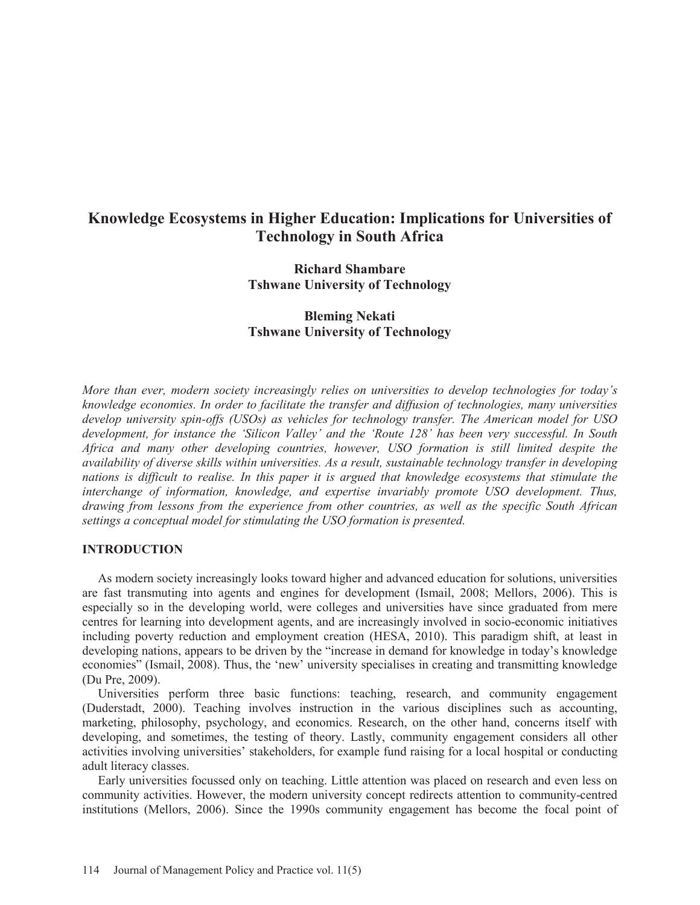# Knowledge Ecosystems in Higher Education: Implications for Universities of Technology in South Africa

**Richard Shambare**
**Tshwane University of Technology**

**Bleming Nekati**
**Tshwane University of Technology**

*More than ever, modern society increasingly relies on universities to develop technologies for today's knowledge economies. In order to facilitate the transfer and diffusion of technologies, many universities develop university spin-offs (USOs) as vehicles for technology transfer. The American model for USO development, for instance the 'Silicon Valley' and the 'Route 128' has been very successful. In South Africa and many other developing countries, however, USO formation is still limited despite the availability of diverse skills within universities. As a result, sustainable technology transfer in developing nations is difficult to realise. In this paper it is argued that knowledge ecosystems that stimulate the interchange of information, knowledge, and expertise invariably promote USO development. Thus, drawing from lessons from the experience from other countries, as well as the specific South African settings a conceptual model for stimulating the USO formation is presented.*

## INTRODUCTION

As modern society increasingly looks toward higher and advanced education for solutions, universities are fast transmuting into agents and engines for development (Ismail, 2008; Mellors, 2006). This is especially so in the developing world, were colleges and universities have since graduated from mere centres for learning into development agents, and are increasingly involved in socio-economic initiatives including poverty reduction and employment creation (HESA, 2010). This paradigm shift, at least in developing nations, appears to be driven by the "increase in demand for knowledge in today's knowledge economies" (Ismail, 2008). Thus, the 'new' university specialises in creating and transmitting knowledge (Du Pre, 2009).

Universities perform three basic functions: teaching, research, and community engagement (Duderstadt, 2000). Teaching involves instruction in the various disciplines such as accounting, marketing, philosophy, psychology, and economics. Research, on the other hand, concerns itself with developing, and sometimes, the testing of theory. Lastly, community engagement considers all other activities involving universities' stakeholders, for example fund raising for a local hospital or conducting adult literacy classes.

Early universities focussed only on teaching. Little attention was placed on research and even less on community activities. However, the modern university concept redirects attention to community-centred institutions (Mellors, 2006). Since the 1990s community engagement has become the focal point of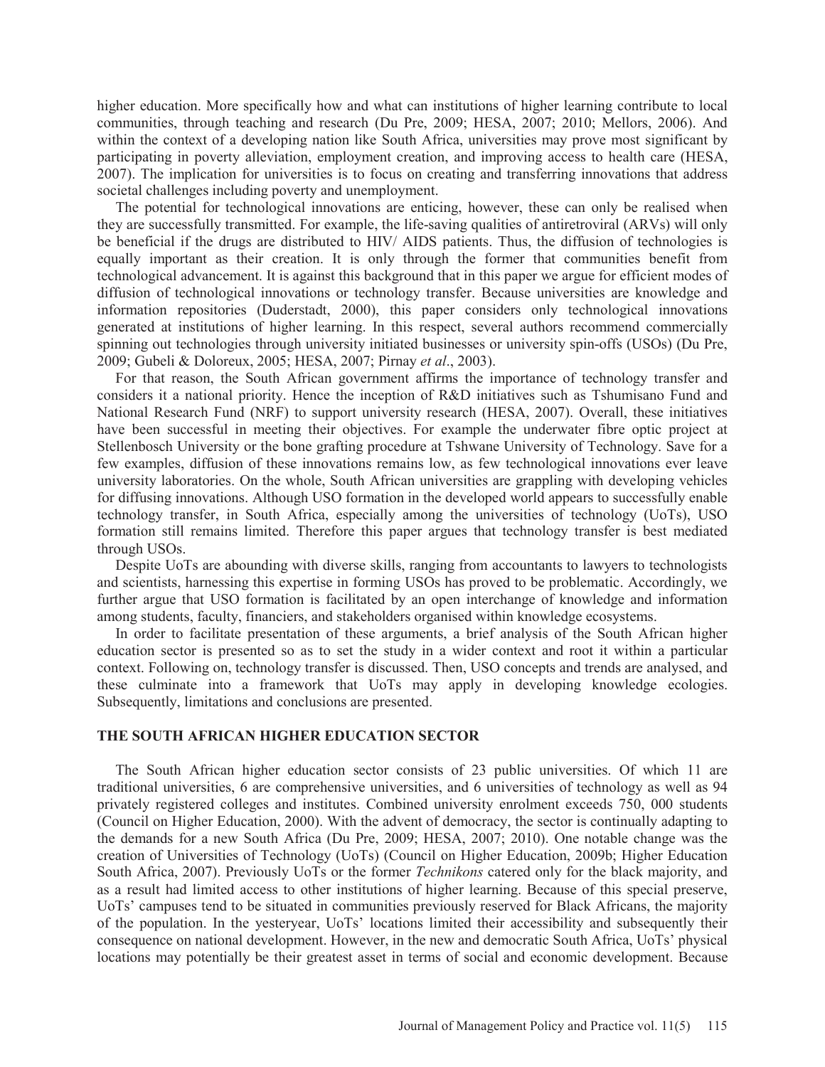higher education. More specifically how and what can institutions of higher learning contribute to local communities, through teaching and research (Du Pre, 2009; HESA, 2007; 2010; Mellors, 2006). And within the context of a developing nation like South Africa, universities may prove most significant by participating in poverty alleviation, employment creation, and improving access to health care (HESA, 2007). The implication for universities is to focus on creating and transferring innovations that address societal challenges including poverty and unemployment.

The potential for technological innovations are enticing, however, these can only be realised when they are successfully transmitted. For example, the life-saving qualities of antiretroviral (ARVs) will only be beneficial if the drugs are distributed to HIV/ AIDS patients. Thus, the diffusion of technologies is equally important as their creation. It is only through the former that communities benefit from technological advancement. It is against this background that in this paper we argue for efficient modes of diffusion of technological innovations or technology transfer. Because universities are knowledge and information repositories (Duderstadt, 2000), this paper considers only technological innovations generated at institutions of higher learning. In this respect, several authors recommend commercially spinning out technologies through university initiated businesses or university spin-offs (USOs) (Du Pre, 2009; Gubeli & Doloreux, 2005; HESA, 2007; Pirnay *et al*., 2003).

For that reason, the South African government affirms the importance of technology transfer and considers it a national priority. Hence the inception of R&D initiatives such as Tshumisano Fund and National Research Fund (NRF) to support university research (HESA, 2007). Overall, these initiatives have been successful in meeting their objectives. For example the underwater fibre optic project at Stellenbosch University or the bone grafting procedure at Tshwane University of Technology. Save for a few examples, diffusion of these innovations remains low, as few technological innovations ever leave university laboratories. On the whole, South African universities are grappling with developing vehicles for diffusing innovations. Although USO formation in the developed world appears to successfully enable technology transfer, in South Africa, especially among the universities of technology (UoTs), USO formation still remains limited. Therefore this paper argues that technology transfer is best mediated through USOs.

Despite UoTs are abounding with diverse skills, ranging from accountants to lawyers to technologists and scientists, harnessing this expertise in forming USOs has proved to be problematic. Accordingly, we further argue that USO formation is facilitated by an open interchange of knowledge and information among students, faculty, financiers, and stakeholders organised within knowledge ecosystems.

In order to facilitate presentation of these arguments, a brief analysis of the South African higher education sector is presented so as to set the study in a wider context and root it within a particular context. Following on, technology transfer is discussed. Then, USO concepts and trends are analysed, and these culminate into a framework that UoTs may apply in developing knowledge ecologies. Subsequently, limitations and conclusions are presented.

## THE SOUTH AFRICAN HIGHER EDUCATION SECTOR

The South African higher education sector consists of 23 public universities. Of which 11 are traditional universities, 6 are comprehensive universities, and 6 universities of technology as well as 94 privately registered colleges and institutes. Combined university enrolment exceeds 750, 000 students (Council on Higher Education, 2000). With the advent of democracy, the sector is continually adapting to the demands for a new South Africa (Du Pre, 2009; HESA, 2007; 2010). One notable change was the creation of Universities of Technology (UoTs) (Council on Higher Education, 2009b; Higher Education South Africa, 2007). Previously UoTs or the former *Technikons* catered only for the black majority, and as a result had limited access to other institutions of higher learning. Because of this special preserve, UoTs' campuses tend to be situated in communities previously reserved for Black Africans, the majority of the population. In the yesteryear, UoTs' locations limited their accessibility and subsequently their consequence on national development. However, in the new and democratic South Africa, UoTs' physical locations may potentially be their greatest asset in terms of social and economic development. Because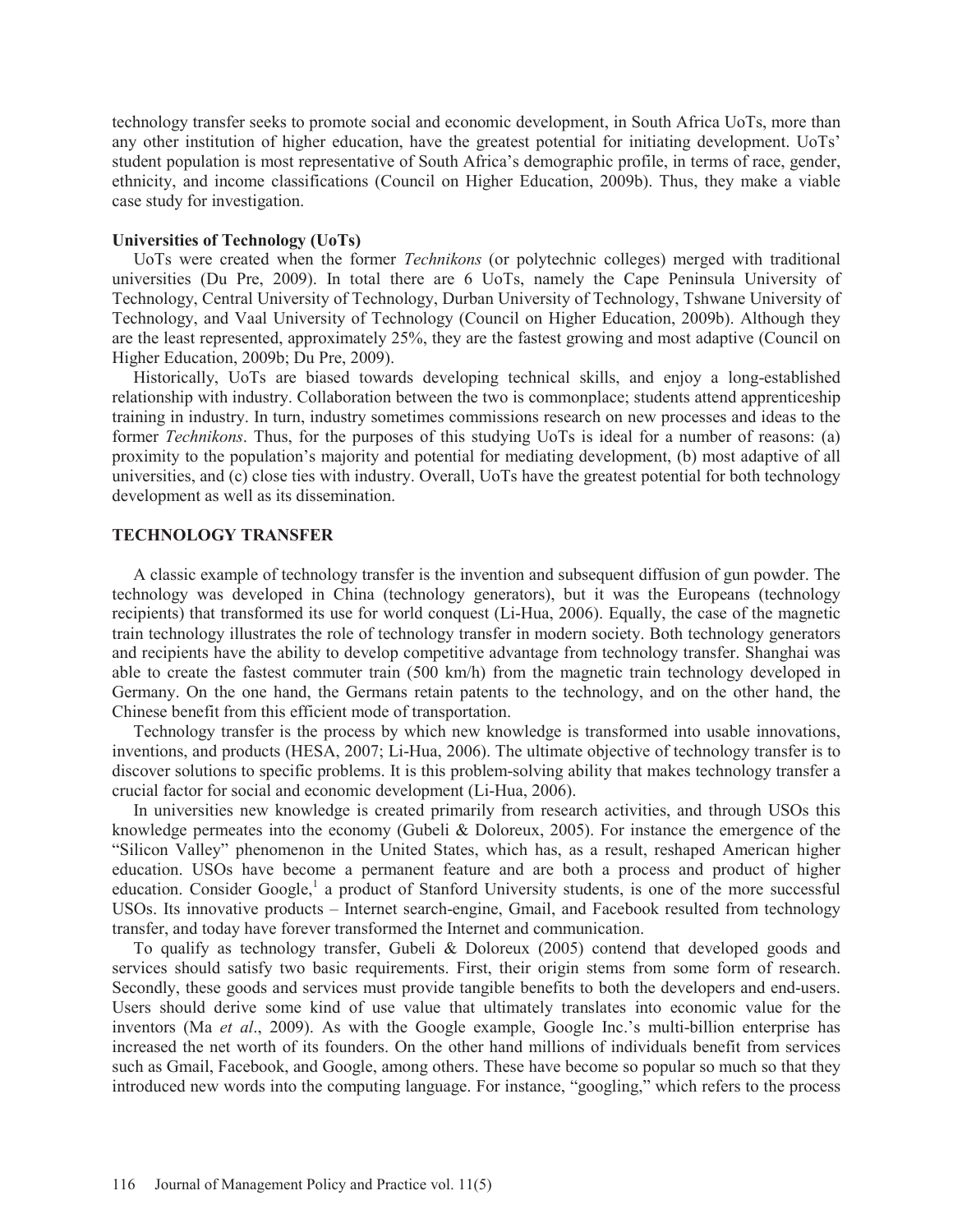technology transfer seeks to promote social and economic development, in South Africa UoTs, more than any other institution of higher education, have the greatest potential for initiating development. UoTs' student population is most representative of South Africa's demographic profile, in terms of race, gender, ethnicity, and income classifications (Council on Higher Education, 2009b). Thus, they make a viable case study for investigation.

### Universities of Technology (UoTs)

UoTs were created when the former *Technikons* (or polytechnic colleges) merged with traditional universities (Du Pre, 2009). In total there are 6 UoTs, namely the Cape Peninsula University of Technology, Central University of Technology, Durban University of Technology, Tshwane University of Technology, and Vaal University of Technology (Council on Higher Education, 2009b). Although they are the least represented, approximately 25%, they are the fastest growing and most adaptive (Council on Higher Education, 2009b; Du Pre, 2009).

Historically, UoTs are biased towards developing technical skills, and enjoy a long-established relationship with industry. Collaboration between the two is commonplace; students attend apprenticeship training in industry. In turn, industry sometimes commissions research on new processes and ideas to the former *Technikons*. Thus, for the purposes of this studying UoTs is ideal for a number of reasons: (a) proximity to the population's majority and potential for mediating development, (b) most adaptive of all universities, and (c) close ties with industry. Overall, UoTs have the greatest potential for both technology development as well as its dissemination.

## TECHNOLOGY TRANSFER

A classic example of technology transfer is the invention and subsequent diffusion of gun powder. The technology was developed in China (technology generators), but it was the Europeans (technology recipients) that transformed its use for world conquest (Li-Hua, 2006). Equally, the case of the magnetic train technology illustrates the role of technology transfer in modern society. Both technology generators and recipients have the ability to develop competitive advantage from technology transfer. Shanghai was able to create the fastest commuter train (500 km/h) from the magnetic train technology developed in Germany. On the one hand, the Germans retain patents to the technology, and on the other hand, the Chinese benefit from this efficient mode of transportation.

Technology transfer is the process by which new knowledge is transformed into usable innovations, inventions, and products (HESA, 2007; Li-Hua, 2006). The ultimate objective of technology transfer is to discover solutions to specific problems. It is this problem-solving ability that makes technology transfer a crucial factor for social and economic development (Li-Hua, 2006).

In universities new knowledge is created primarily from research activities, and through USOs this knowledge permeates into the economy (Gubeli & Doloreux, 2005). For instance the emergence of the "Silicon Valley" phenomenon in the United States, which has, as a result, reshaped American higher education. USOs have become a permanent feature and are both a process and product of higher education. Consider Google,[1] a product of Stanford University students, is one of the more successful USOs. Its innovative products – Internet search-engine, Gmail, and Facebook resulted from technology transfer, and today have forever transformed the Internet and communication.

To qualify as technology transfer, Gubeli & Doloreux (2005) contend that developed goods and services should satisfy two basic requirements. First, their origin stems from some form of research. Secondly, these goods and services must provide tangible benefits to both the developers and end-users. Users should derive some kind of use value that ultimately translates into economic value for the inventors (Ma *et al*., 2009). As with the Google example, Google Inc.'s multi-billion enterprise has increased the net worth of its founders. On the other hand millions of individuals benefit from services such as Gmail, Facebook, and Google, among others. These have become so popular so much so that they introduced new words into the computing language. For instance, "googling," which refers to the process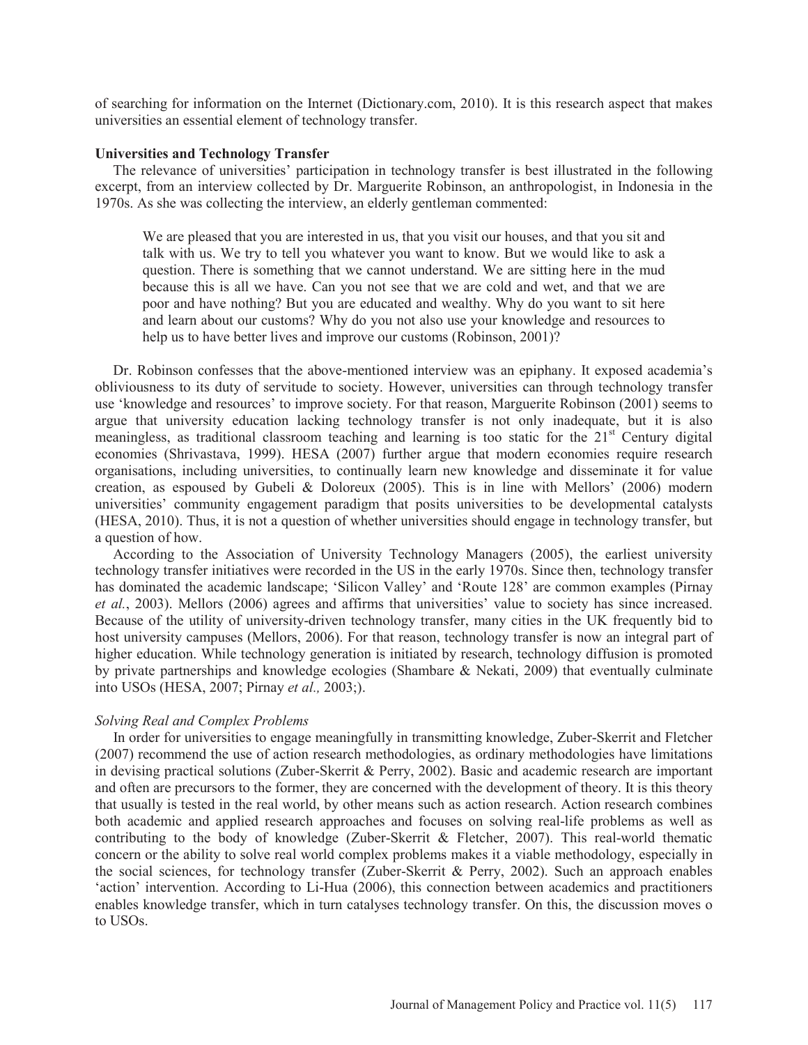of searching for information on the Internet (Dictionary.com, 2010). It is this research aspect that makes universities an essential element of technology transfer.

## Universities and Technology Transfer

The relevance of universities' participation in technology transfer is best illustrated in the following excerpt, from an interview collected by Dr. Marguerite Robinson, an anthropologist, in Indonesia in the 1970s. As she was collecting the interview, an elderly gentleman commented:

> We are pleased that you are interested in us, that you visit our houses, and that you sit and talk with us. We try to tell you whatever you want to know. But we would like to ask a question. There is something that we cannot understand. We are sitting here in the mud because this is all we have. Can you not see that we are cold and wet, and that we are poor and have nothing? But you are educated and wealthy. Why do you want to sit here and learn about our customs? Why do you not also use your knowledge and resources to help us to have better lives and improve our customs (Robinson, 2001)?

Dr. Robinson confesses that the above-mentioned interview was an epiphany. It exposed academia's obliviousness to its duty of servitude to society. However, universities can through technology transfer use 'knowledge and resources' to improve society. For that reason, Marguerite Robinson (2001) seems to argue that university education lacking technology transfer is not only inadequate, but it is also meaningless, as traditional classroom teaching and learning is too static for the 21st Century digital economies (Shrivastava, 1999). HESA (2007) further argue that modern economies require research organisations, including universities, to continually learn new knowledge and disseminate it for value creation, as espoused by Gubeli & Doloreux (2005). This is in line with Mellors' (2006) modern universities' community engagement paradigm that posits universities to be developmental catalysts (HESA, 2010). Thus, it is not a question of whether universities should engage in technology transfer, but a question of how.

According to the Association of University Technology Managers (2005), the earliest university technology transfer initiatives were recorded in the US in the early 1970s. Since then, technology transfer has dominated the academic landscape; 'Silicon Valley' and 'Route 128' are common examples (Pirnay *et al.*, 2003). Mellors (2006) agrees and affirms that universities' value to society has since increased. Because of the utility of university-driven technology transfer, many cities in the UK frequently bid to host university campuses (Mellors, 2006). For that reason, technology transfer is now an integral part of higher education. While technology generation is initiated by research, technology diffusion is promoted by private partnerships and knowledge ecologies (Shambare & Nekati, 2009) that eventually culminate into USOs (HESA, 2007; Pirnay *et al.,* 2003;).

### *Solving Real and Complex Problems*

In order for universities to engage meaningfully in transmitting knowledge, Zuber-Skerrit and Fletcher (2007) recommend the use of action research methodologies, as ordinary methodologies have limitations in devising practical solutions (Zuber-Skerrit & Perry, 2002). Basic and academic research are important and often are precursors to the former, they are concerned with the development of theory. It is this theory that usually is tested in the real world, by other means such as action research. Action research combines both academic and applied research approaches and focuses on solving real-life problems as well as contributing to the body of knowledge (Zuber-Skerrit & Fletcher, 2007). This real-world thematic concern or the ability to solve real world complex problems makes it a viable methodology, especially in the social sciences, for technology transfer (Zuber-Skerrit & Perry, 2002). Such an approach enables 'action' intervention. According to Li-Hua (2006), this connection between academics and practitioners enables knowledge transfer, which in turn catalyses technology transfer. On this, the discussion moves o to USOs.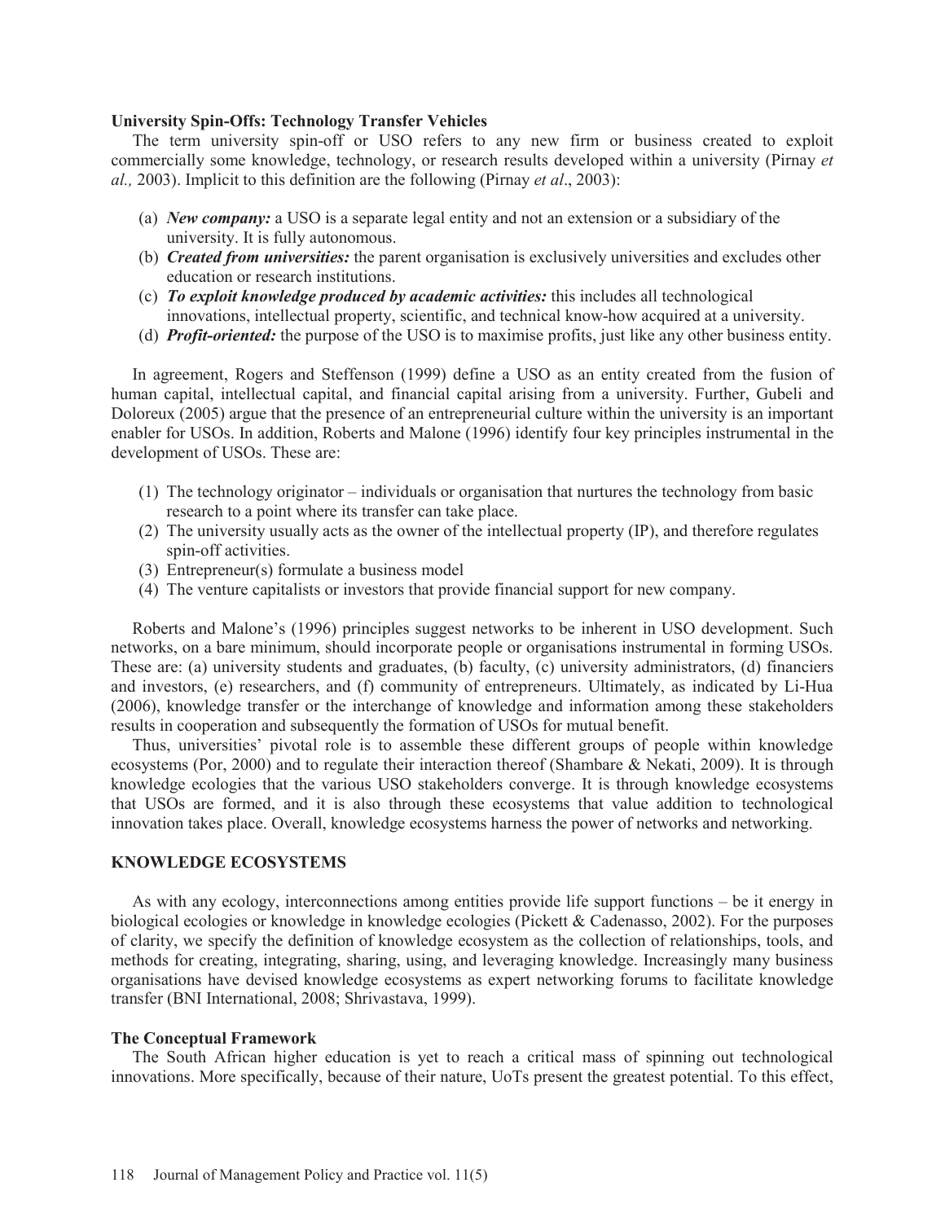### University Spin-Offs: Technology Transfer Vehicles

The term university spin-off or USO refers to any new firm or business created to exploit commercially some knowledge, technology, or research results developed within a university (Pirnay *et al.,* 2003). Implicit to this definition are the following (Pirnay *et al*., 2003):

- (a) ***New company:*** a USO is a separate legal entity and not an extension or a subsidiary of the university. It is fully autonomous.
- (b) ***Created from universities:*** the parent organisation is exclusively universities and excludes other education or research institutions.
- (c) ***To exploit knowledge produced by academic activities:*** this includes all technological innovations, intellectual property, scientific, and technical know-how acquired at a university.
- (d) ***Profit-oriented:*** the purpose of the USO is to maximise profits, just like any other business entity.

In agreement, Rogers and Steffenson (1999) define a USO as an entity created from the fusion of human capital, intellectual capital, and financial capital arising from a university. Further, Gubeli and Doloreux (2005) argue that the presence of an entrepreneurial culture within the university is an important enabler for USOs. In addition, Roberts and Malone (1996) identify four key principles instrumental in the development of USOs. These are:

1. The technology originator – individuals or organisation that nurtures the technology from basic research to a point where its transfer can take place.
2. The university usually acts as the owner of the intellectual property (IP), and therefore regulates spin-off activities.
3. Entrepreneur(s) formulate a business model
4. The venture capitalists or investors that provide financial support for new company.

Roberts and Malone's (1996) principles suggest networks to be inherent in USO development. Such networks, on a bare minimum, should incorporate people or organisations instrumental in forming USOs. These are: (a) university students and graduates, (b) faculty, (c) university administrators, (d) financiers and investors, (e) researchers, and (f) community of entrepreneurs. Ultimately, as indicated by Li-Hua (2006), knowledge transfer or the interchange of knowledge and information among these stakeholders results in cooperation and subsequently the formation of USOs for mutual benefit.

Thus, universities' pivotal role is to assemble these different groups of people within knowledge ecosystems (Por, 2000) and to regulate their interaction thereof (Shambare & Nekati, 2009). It is through knowledge ecologies that the various USO stakeholders converge. It is through knowledge ecosystems that USOs are formed, and it is also through these ecosystems that value addition to technological innovation takes place. Overall, knowledge ecosystems harness the power of networks and networking.

## KNOWLEDGE ECOSYSTEMS

As with any ecology, interconnections among entities provide life support functions – be it energy in biological ecologies or knowledge in knowledge ecologies (Pickett & Cadenasso, 2002). For the purposes of clarity, we specify the definition of knowledge ecosystem as the collection of relationships, tools, and methods for creating, integrating, sharing, using, and leveraging knowledge. Increasingly many business organisations have devised knowledge ecosystems as expert networking forums to facilitate knowledge transfer (BNI International, 2008; Shrivastava, 1999).

### The Conceptual Framework

The South African higher education is yet to reach a critical mass of spinning out technological innovations. More specifically, because of their nature, UoTs present the greatest potential. To this effect,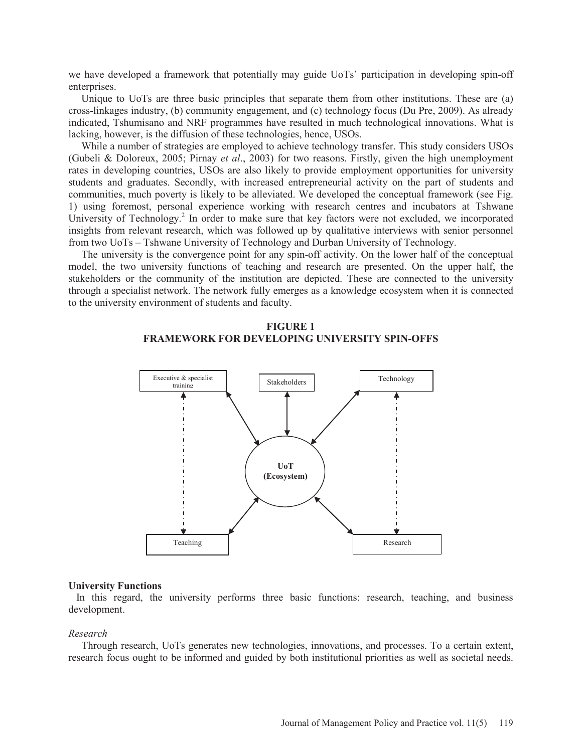we have developed a framework that potentially may guide UoTs' participation in developing spin-off enterprises.

Unique to UoTs are three basic principles that separate them from other institutions. These are (a) cross-linkages industry, (b) community engagement, and (c) technology focus (Du Pre, 2009). As already indicated, Tshumisano and NRF programmes have resulted in much technological innovations. What is lacking, however, is the diffusion of these technologies, hence, USOs.

While a number of strategies are employed to achieve technology transfer. This study considers USOs (Gubeli & Doloreux, 2005; Pirnay *et al*., 2003) for two reasons. Firstly, given the high unemployment rates in developing countries, USOs are also likely to provide employment opportunities for university students and graduates. Secondly, with increased entrepreneurial activity on the part of students and communities, much poverty is likely to be alleviated. We developed the conceptual framework (see Fig. 1) using foremost, personal experience working with research centres and incubators at Tshwane University of Technology.[2] In order to make sure that key factors were not excluded, we incorporated insights from relevant research, which was followed up by qualitative interviews with senior personnel from two UoTs – Tshwane University of Technology and Durban University of Technology.

The university is the convergence point for any spin-off activity. On the lower half of the conceptual model, the two university functions of teaching and research are presented. On the upper half, the stakeholders or the community of the institution are depicted. These are connected to the university through a specialist network. The network fully emerges as a knowledge ecosystem when it is connected to the university environment of students and faculty.

**FIGURE 1**
**FRAMEWORK FOR DEVELOPING UNIVERSITY SPIN-OFFS**

Executive & specialist training | Stakeholders | Technology | UoT (Ecosystem) | Teaching | Research

### University Functions

In this regard, the university performs three basic functions: research, teaching, and business development.

#### *Research*

Through research, UoTs generates new technologies, innovations, and processes. To a certain extent, research focus ought to be informed and guided by both institutional priorities as well as societal needs.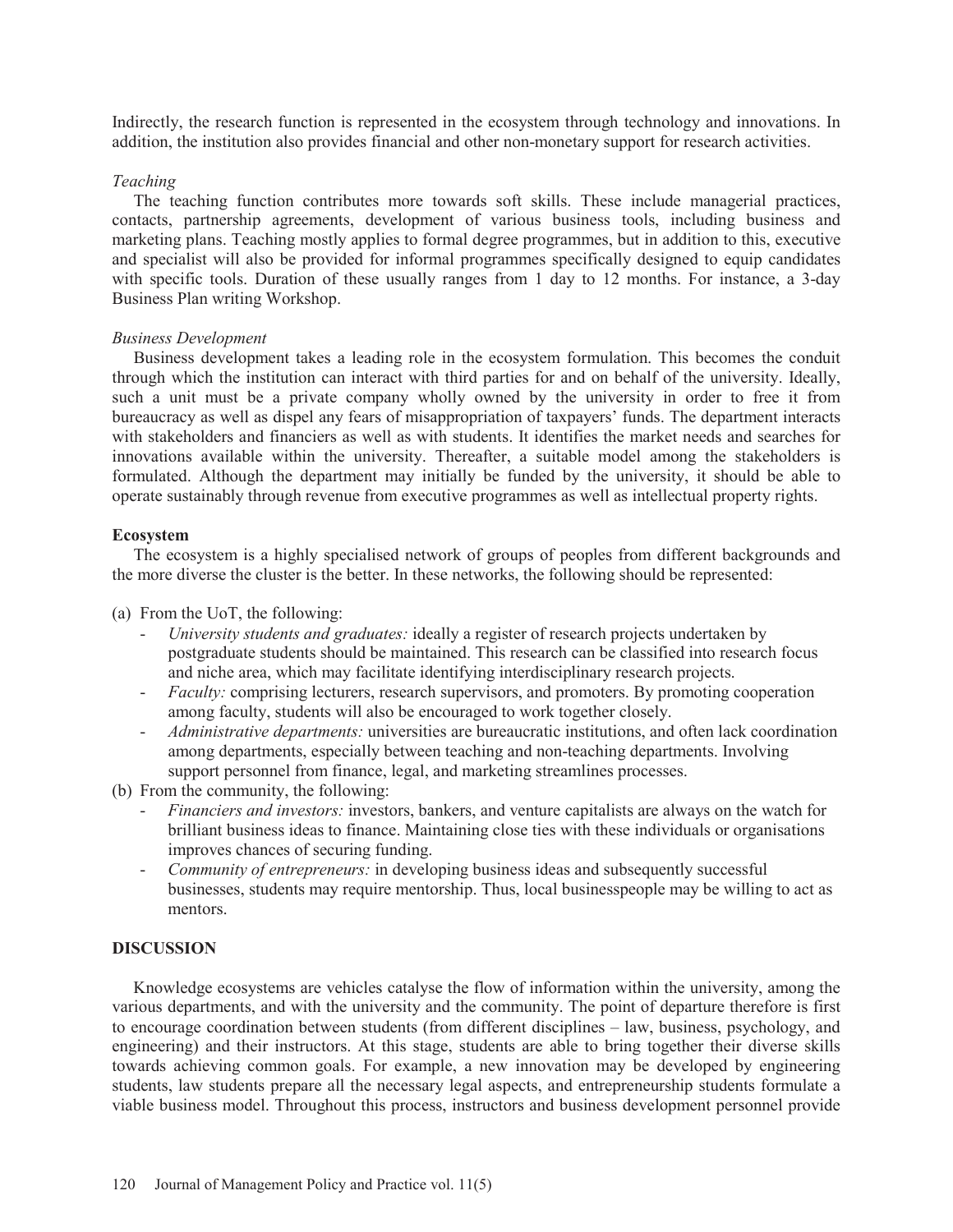Indirectly, the research function is represented in the ecosystem through technology and innovations. In addition, the institution also provides financial and other non-monetary support for research activities.

*Teaching*

The teaching function contributes more towards soft skills. These include managerial practices, contacts, partnership agreements, development of various business tools, including business and marketing plans. Teaching mostly applies to formal degree programmes, but in addition to this, executive and specialist will also be provided for informal programmes specifically designed to equip candidates with specific tools. Duration of these usually ranges from 1 day to 12 months. For instance, a 3-day Business Plan writing Workshop.

*Business Development*

Business development takes a leading role in the ecosystem formulation. This becomes the conduit through which the institution can interact with third parties for and on behalf of the university. Ideally, such a unit must be a private company wholly owned by the university in order to free it from bureaucracy as well as dispel any fears of misappropriation of taxpayers' funds. The department interacts with stakeholders and financiers as well as with students. It identifies the market needs and searches for innovations available within the university. Thereafter, a suitable model among the stakeholders is formulated. Although the department may initially be funded by the university, it should be able to operate sustainably through revenue from executive programmes as well as intellectual property rights.

**Ecosystem**

The ecosystem is a highly specialised network of groups of peoples from different backgrounds and the more diverse the cluster is the better. In these networks, the following should be represented:

(a) From the UoT, the following:
- *University students and graduates:* ideally a register of research projects undertaken by postgraduate students should be maintained. This research can be classified into research focus and niche area, which may facilitate identifying interdisciplinary research projects.
- *Faculty:* comprising lecturers, research supervisors, and promoters. By promoting cooperation among faculty, students will also be encouraged to work together closely.
- *Administrative departments:* universities are bureaucratic institutions, and often lack coordination among departments, especially between teaching and non-teaching departments. Involving support personnel from finance, legal, and marketing streamlines processes.

(b) From the community, the following:
- *Financiers and investors:* investors, bankers, and venture capitalists are always on the watch for brilliant business ideas to finance. Maintaining close ties with these individuals or organisations improves chances of securing funding.
- *Community of entrepreneurs:* in developing business ideas and subsequently successful businesses, students may require mentorship. Thus, local businesspeople may be willing to act as mentors.

## DISCUSSION

Knowledge ecosystems are vehicles catalyse the flow of information within the university, among the various departments, and with the university and the community. The point of departure therefore is first to encourage coordination between students (from different disciplines – law, business, psychology, and engineering) and their instructors. At this stage, students are able to bring together their diverse skills towards achieving common goals. For example, a new innovation may be developed by engineering students, law students prepare all the necessary legal aspects, and entrepreneurship students formulate a viable business model. Throughout this process, instructors and business development personnel provide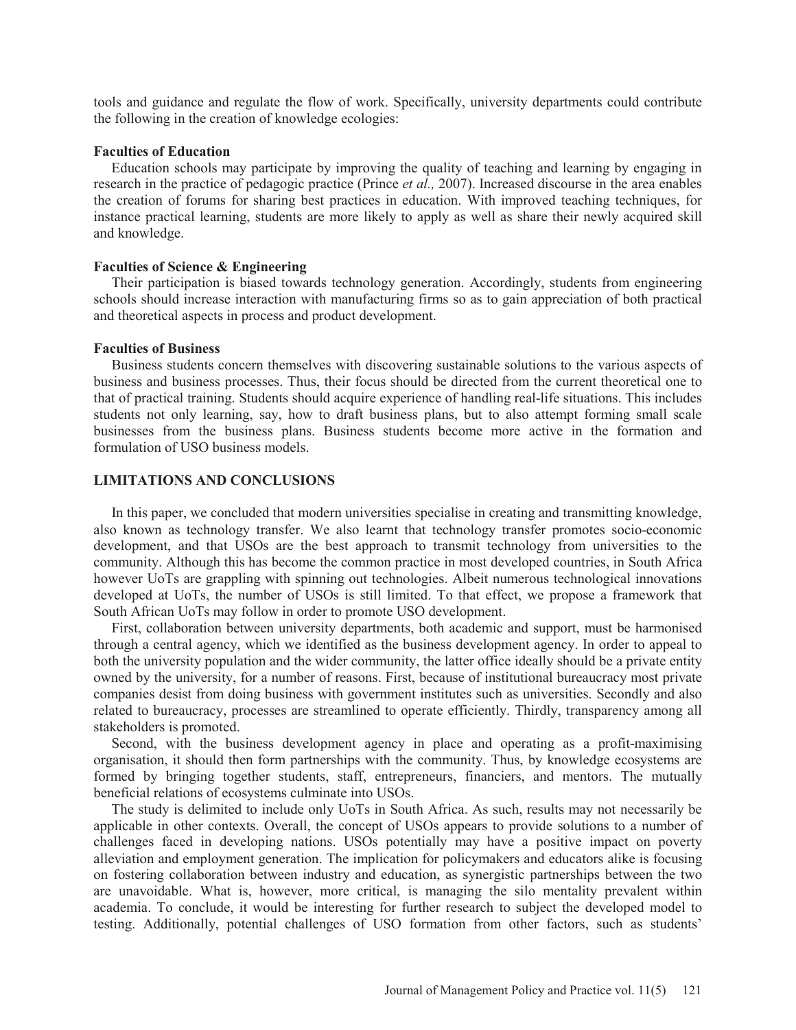tools and guidance and regulate the flow of work. Specifically, university departments could contribute the following in the creation of knowledge ecologies:

**Faculties of Education**

Education schools may participate by improving the quality of teaching and learning by engaging in research in the practice of pedagogic practice (Prince *et al.,* 2007). Increased discourse in the area enables the creation of forums for sharing best practices in education. With improved teaching techniques, for instance practical learning, students are more likely to apply as well as share their newly acquired skill and knowledge.

**Faculties of Science & Engineering**

Their participation is biased towards technology generation. Accordingly, students from engineering schools should increase interaction with manufacturing firms so as to gain appreciation of both practical and theoretical aspects in process and product development.

**Faculties of Business**

Business students concern themselves with discovering sustainable solutions to the various aspects of business and business processes. Thus, their focus should be directed from the current theoretical one to that of practical training. Students should acquire experience of handling real-life situations. This includes students not only learning, say, how to draft business plans, but to also attempt forming small scale businesses from the business plans. Business students become more active in the formation and formulation of USO business models.

## LIMITATIONS AND CONCLUSIONS

In this paper, we concluded that modern universities specialise in creating and transmitting knowledge, also known as technology transfer. We also learnt that technology transfer promotes socio-economic development, and that USOs are the best approach to transmit technology from universities to the community. Although this has become the common practice in most developed countries, in South Africa however UoTs are grappling with spinning out technologies. Albeit numerous technological innovations developed at UoTs, the number of USOs is still limited. To that effect, we propose a framework that South African UoTs may follow in order to promote USO development.

First, collaboration between university departments, both academic and support, must be harmonised through a central agency, which we identified as the business development agency. In order to appeal to both the university population and the wider community, the latter office ideally should be a private entity owned by the university, for a number of reasons. First, because of institutional bureaucracy most private companies desist from doing business with government institutes such as universities. Secondly and also related to bureaucracy, processes are streamlined to operate efficiently. Thirdly, transparency among all stakeholders is promoted.

Second, with the business development agency in place and operating as a profit-maximising organisation, it should then form partnerships with the community. Thus, by knowledge ecosystems are formed by bringing together students, staff, entrepreneurs, financiers, and mentors. The mutually beneficial relations of ecosystems culminate into USOs.

The study is delimited to include only UoTs in South Africa. As such, results may not necessarily be applicable in other contexts. Overall, the concept of USOs appears to provide solutions to a number of challenges faced in developing nations. USOs potentially may have a positive impact on poverty alleviation and employment generation. The implication for policymakers and educators alike is focusing on fostering collaboration between industry and education, as synergistic partnerships between the two are unavoidable. What is, however, more critical, is managing the silo mentality prevalent within academia. To conclude, it would be interesting for further research to subject the developed model to testing. Additionally, potential challenges of USO formation from other factors, such as students'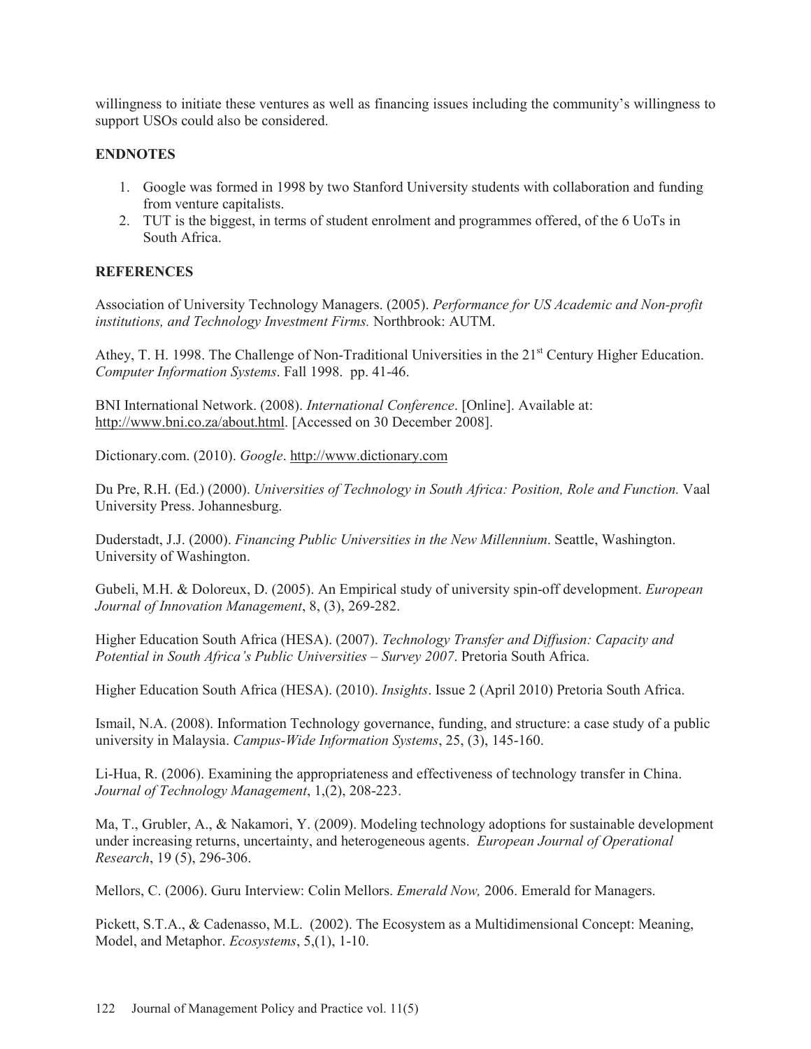willingness to initiate these ventures as well as financing issues including the community's willingness to support USOs could also be considered.

## ENDNOTES

1. Google was formed in 1998 by two Stanford University students with collaboration and funding from venture capitalists.
2. TUT is the biggest, in terms of student enrolment and programmes offered, of the 6 UoTs in South Africa.

## REFERENCES

Association of University Technology Managers. (2005). *Performance for US Academic and Non-profit institutions, and Technology Investment Firms.* Northbrook: AUTM.

Athey, T. H. 1998. The Challenge of Non-Traditional Universities in the 21st Century Higher Education. *Computer Information Systems*. Fall 1998. pp. 41-46.

BNI International Network. (2008). *International Conference*. [Online]. Available at: http://www.bni.co.za/about.html. [Accessed on 30 December 2008].

Dictionary.com. (2010). *Google*. http://www.dictionary.com

Du Pre, R.H. (Ed.) (2000). *Universities of Technology in South Africa: Position, Role and Function.* Vaal University Press. Johannesburg.

Duderstadt, J.J. (2000). *Financing Public Universities in the New Millennium*. Seattle, Washington. University of Washington.

Gubeli, M.H. & Doloreux, D. (2005). An Empirical study of university spin-off development. *European Journal of Innovation Management*, 8, (3), 269-282.

Higher Education South Africa (HESA). (2007). *Technology Transfer and Diffusion: Capacity and Potential in South Africa's Public Universities – Survey 2007*. Pretoria South Africa.

Higher Education South Africa (HESA). (2010). *Insights*. Issue 2 (April 2010) Pretoria South Africa.

Ismail, N.A. (2008). Information Technology governance, funding, and structure: a case study of a public university in Malaysia. *Campus-Wide Information Systems*, 25, (3), 145-160.

Li-Hua, R. (2006). Examining the appropriateness and effectiveness of technology transfer in China. *Journal of Technology Management*, 1,(2), 208-223.

Ma, T., Grubler, A., & Nakamori, Y. (2009). Modeling technology adoptions for sustainable development under increasing returns, uncertainty, and heterogeneous agents. *European Journal of Operational Research*, 19 (5), 296-306.

Mellors, C. (2006). Guru Interview: Colin Mellors. *Emerald Now,* 2006. Emerald for Managers.

Pickett, S.T.A., & Cadenasso, M.L. (2002). The Ecosystem as a Multidimensional Concept: Meaning, Model, and Metaphor. *Ecosystems*, 5,(1), 1-10.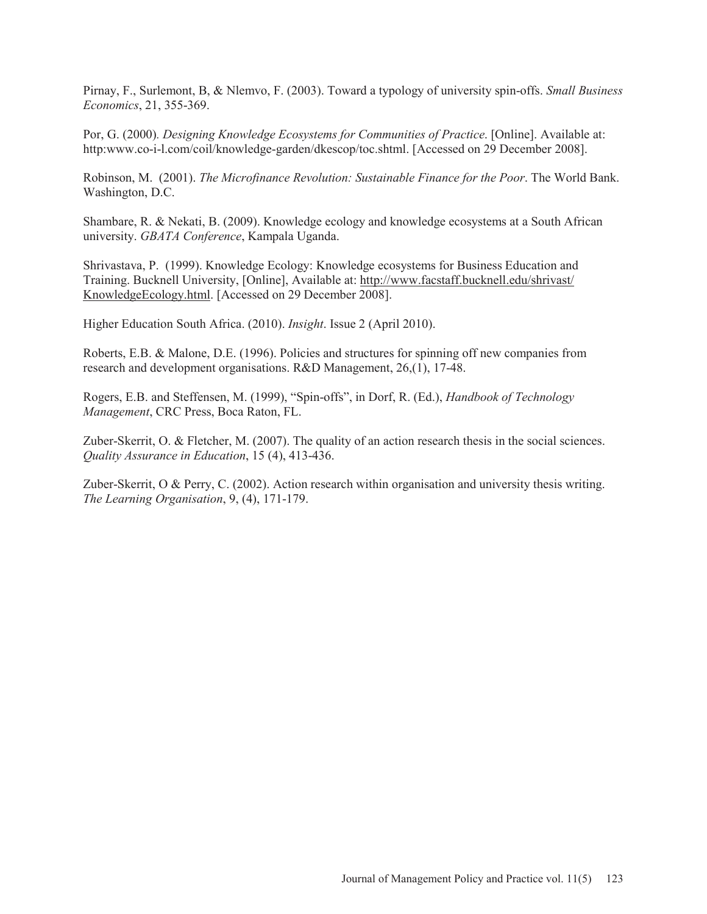Pirnay, F., Surlemont, B, & Nlemvo, F. (2003). Toward a typology of university spin-offs. *Small Business Economics*, 21, 355-369.

Por, G. (2000). *Designing Knowledge Ecosystems for Communities of Practice*. [Online]. Available at: http:www.co-i-l.com/coil/knowledge-garden/dkescop/toc.shtml. [Accessed on 29 December 2008].

Robinson, M. (2001). *The Microfinance Revolution: Sustainable Finance for the Poor*. The World Bank. Washington, D.C.

Shambare, R. & Nekati, B. (2009). Knowledge ecology and knowledge ecosystems at a South African university. *GBATA Conference*, Kampala Uganda.

Shrivastava, P. (1999). Knowledge Ecology: Knowledge ecosystems for Business Education and Training. Bucknell University, [Online], Available at: http://www.facstaff.bucknell.edu/shrivast/KnowledgeEcology.html. [Accessed on 29 December 2008].

Higher Education South Africa. (2010). *Insight*. Issue 2 (April 2010).

Roberts, E.B. & Malone, D.E. (1996). Policies and structures for spinning off new companies from research and development organisations. R&D Management, 26,(1), 17-48.

Rogers, E.B. and Steffensen, M. (1999), "Spin-offs", in Dorf, R. (Ed.), *Handbook of Technology Management*, CRC Press, Boca Raton, FL.

Zuber-Skerrit, O. & Fletcher, M. (2007). The quality of an action research thesis in the social sciences. *Quality Assurance in Education*, 15 (4), 413-436.

Zuber-Skerrit, O & Perry, C. (2002). Action research within organisation and university thesis writing. *The Learning Organisation*, 9, (4), 171-179.